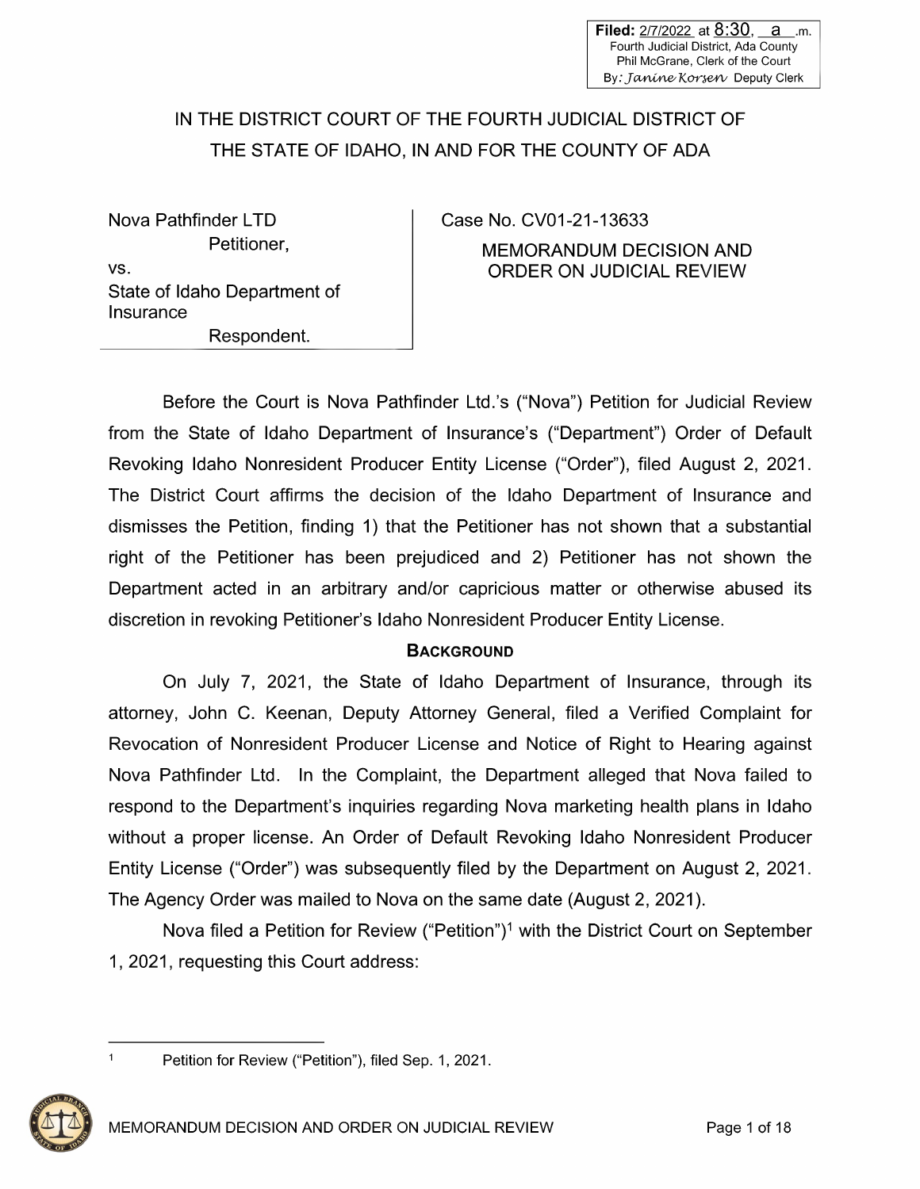Filed: 2/7/2022 at 8:30, a .m.
Fourth Judicial District, Ada County
Phil McGrane, Clerk of the Court
By: Janine Korsen Deputy Clerk

# IN THE DISTRICT COURT OF THE FOURTH JUDICIAL DISTRICT OF THE STATE OF IDAHO, IN AND FOR THE COUNTY OF ADA

| | |
|---|---|
| Nova Pathfinder LTD<br>Petitioner,<br>vs.<br>State of Idaho Department of Insurance<br>Respondent. | Case No. CV01-21-13633<br>MEMORANDUM DECISION AND ORDER ON JUDICIAL REVIEW |

Before the Court is Nova Pathfinder Ltd.'s ("Nova") Petition for Judicial Review from the State of Idaho Department of Insurance's ("Department") Order of Default Revoking Idaho Nonresident Producer Entity License ("Order"), filed August 2, 2021. The District Court affirms the decision of the Idaho Department of Insurance and dismisses the Petition, finding 1) that the Petitioner has not shown that a substantial right of the Petitioner has been prejudiced and 2) Petitioner has not shown the Department acted in an arbitrary and/or capricious matter or otherwise abused its discretion in revoking Petitioner's Idaho Nonresident Producer Entity License.

## BACKGROUND

On July 7, 2021, the State of Idaho Department of Insurance, through its attorney, John C. Keenan, Deputy Attorney General, filed a Verified Complaint for Revocation of Nonresident Producer License and Notice of Right to Hearing against Nova Pathfinder Ltd. In the Complaint, the Department alleged that Nova failed to respond to the Department's inquiries regarding Nova marketing health plans in Idaho without a proper license. An Order of Default Revoking Idaho Nonresident Producer Entity License ("Order") was subsequently filed by the Department on August 2, 2021. The Agency Order was mailed to Nova on the same date (August 2, 2021).

Nova filed a Petition for Review ("Petition")[1] with the District Court on September 1, 2021, requesting this Court address:

[1] Petition for Review ("Petition"), filed Sep. 1, 2021.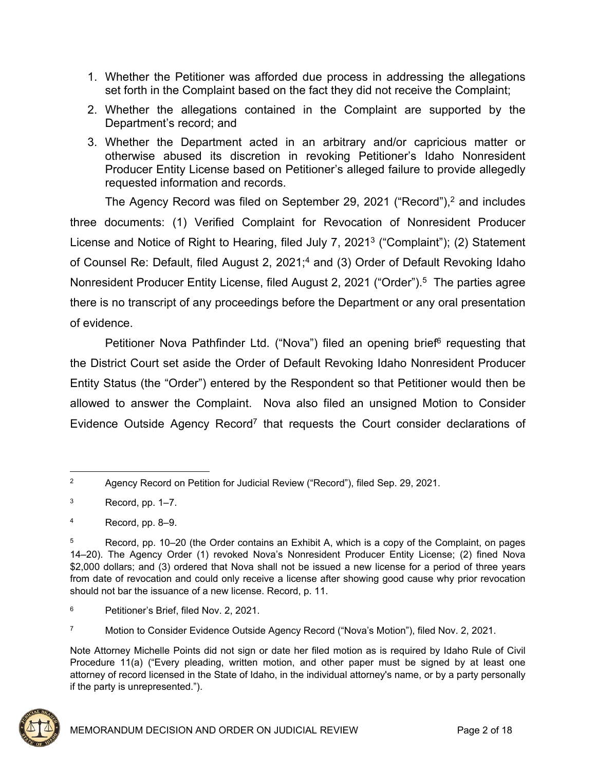1. Whether the Petitioner was afforded due process in addressing the allegations set forth in the Complaint based on the fact they did not receive the Complaint;
2. Whether the allegations contained in the Complaint are supported by the Department's record; and
3. Whether the Department acted in an arbitrary and/or capricious matter or otherwise abused its discretion in revoking Petitioner's Idaho Nonresident Producer Entity License based on Petitioner's alleged failure to provide allegedly requested information and records.

The Agency Record was filed on September 29, 2021 ("Record"),[2] and includes three documents: (1) Verified Complaint for Revocation of Nonresident Producer License and Notice of Right to Hearing, filed July 7, 2021[3] ("Complaint"); (2) Statement of Counsel Re: Default, filed August 2, 2021;[4] and (3) Order of Default Revoking Idaho Nonresident Producer Entity License, filed August 2, 2021 ("Order").[5] The parties agree there is no transcript of any proceedings before the Department or any oral presentation of evidence.

Petitioner Nova Pathfinder Ltd. ("Nova") filed an opening brief[6] requesting that the District Court set aside the Order of Default Revoking Idaho Nonresident Producer Entity Status (the "Order") entered by the Respondent so that Petitioner would then be allowed to answer the Complaint. Nova also filed an unsigned Motion to Consider Evidence Outside Agency Record[7] that requests the Court consider declarations of

---

[2] Agency Record on Petition for Judicial Review ("Record"), filed Sep. 29, 2021.

[3] Record, pp. 1–7.

[4] Record, pp. 8–9.

[5] Record, pp. 10–20 (the Order contains an Exhibit A, which is a copy of the Complaint, on pages 14–20). The Agency Order (1) revoked Nova's Nonresident Producer Entity License; (2) fined Nova $2,000 dollars; and (3) ordered that Nova shall not be issued a new license for a period of three years from date of revocation and could only receive a license after showing good cause why prior revocation should not bar the issuance of a new license. Record, p. 11.

[6] Petitioner's Brief, filed Nov. 2, 2021.

[7] Motion to Consider Evidence Outside Agency Record ("Nova's Motion"), filed Nov. 2, 2021.

Note Attorney Michelle Points did not sign or date her filed motion as is required by Idaho Rule of Civil Procedure 11(a) ("Every pleading, written motion, and other paper must be signed by at least one attorney of record licensed in the State of Idaho, in the individual attorney's name, or by a party personally if the party is unrepresented.").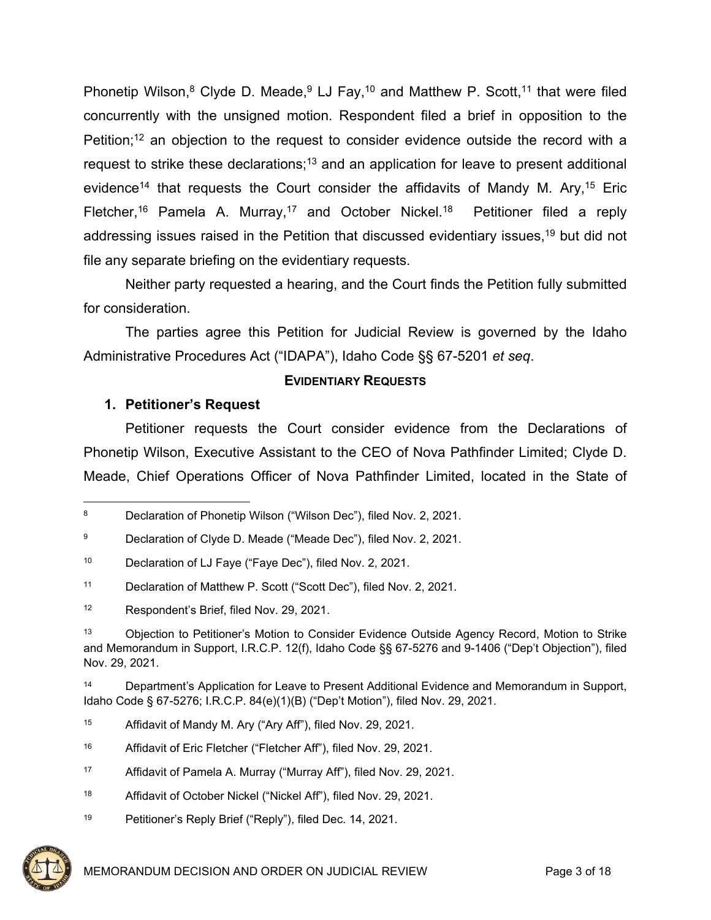Phonetip Wilson,[8] Clyde D. Meade,[9] LJ Fay,[10] and Matthew P. Scott,[11] that were filed concurrently with the unsigned motion. Respondent filed a brief in opposition to the Petition;[12] an objection to the request to consider evidence outside the record with a request to strike these declarations;[13] and an application for leave to present additional evidence[14] that requests the Court consider the affidavits of Mandy M. Ary,[15] Eric Fletcher,[16] Pamela A. Murray,[17] and October Nickel.[18] Petitioner filed a reply addressing issues raised in the Petition that discussed evidentiary issues,[19] but did not file any separate briefing on the evidentiary requests.

Neither party requested a hearing, and the Court finds the Petition fully submitted for consideration.

The parties agree this Petition for Judicial Review is governed by the Idaho Administrative Procedures Act ("IDAPA"), Idaho Code §§ 67-5201 *et seq*.

## EVIDENTIARY REQUESTS

### 1. Petitioner's Request

Petitioner requests the Court consider evidence from the Declarations of Phonetip Wilson, Executive Assistant to the CEO of Nova Pathfinder Limited; Clyde D. Meade, Chief Operations Officer of Nova Pathfinder Limited, located in the State of

---

[8] Declaration of Phonetip Wilson ("Wilson Dec"), filed Nov. 2, 2021.

[9] Declaration of Clyde D. Meade ("Meade Dec"), filed Nov. 2, 2021.

[10] Declaration of LJ Faye ("Faye Dec"), filed Nov. 2, 2021.

[11] Declaration of Matthew P. Scott ("Scott Dec"), filed Nov. 2, 2021.

[12] Respondent's Brief, filed Nov. 29, 2021.

[13] Objection to Petitioner's Motion to Consider Evidence Outside Agency Record, Motion to Strike and Memorandum in Support, I.R.C.P. 12(f), Idaho Code §§ 67-5276 and 9-1406 ("Dep't Objection"), filed Nov. 29, 2021.

[14] Department's Application for Leave to Present Additional Evidence and Memorandum in Support, Idaho Code § 67-5276; I.R.C.P. 84(e)(1)(B) ("Dep't Motion"), filed Nov. 29, 2021.

[15] Affidavit of Mandy M. Ary ("Ary Aff"), filed Nov. 29, 2021.

[16] Affidavit of Eric Fletcher ("Fletcher Aff"), filed Nov. 29, 2021.

[17] Affidavit of Pamela A. Murray ("Murray Aff"), filed Nov. 29, 2021.

[18] Affidavit of October Nickel ("Nickel Aff"), filed Nov. 29, 2021.

[19] Petitioner's Reply Brief ("Reply"), filed Dec. 14, 2021.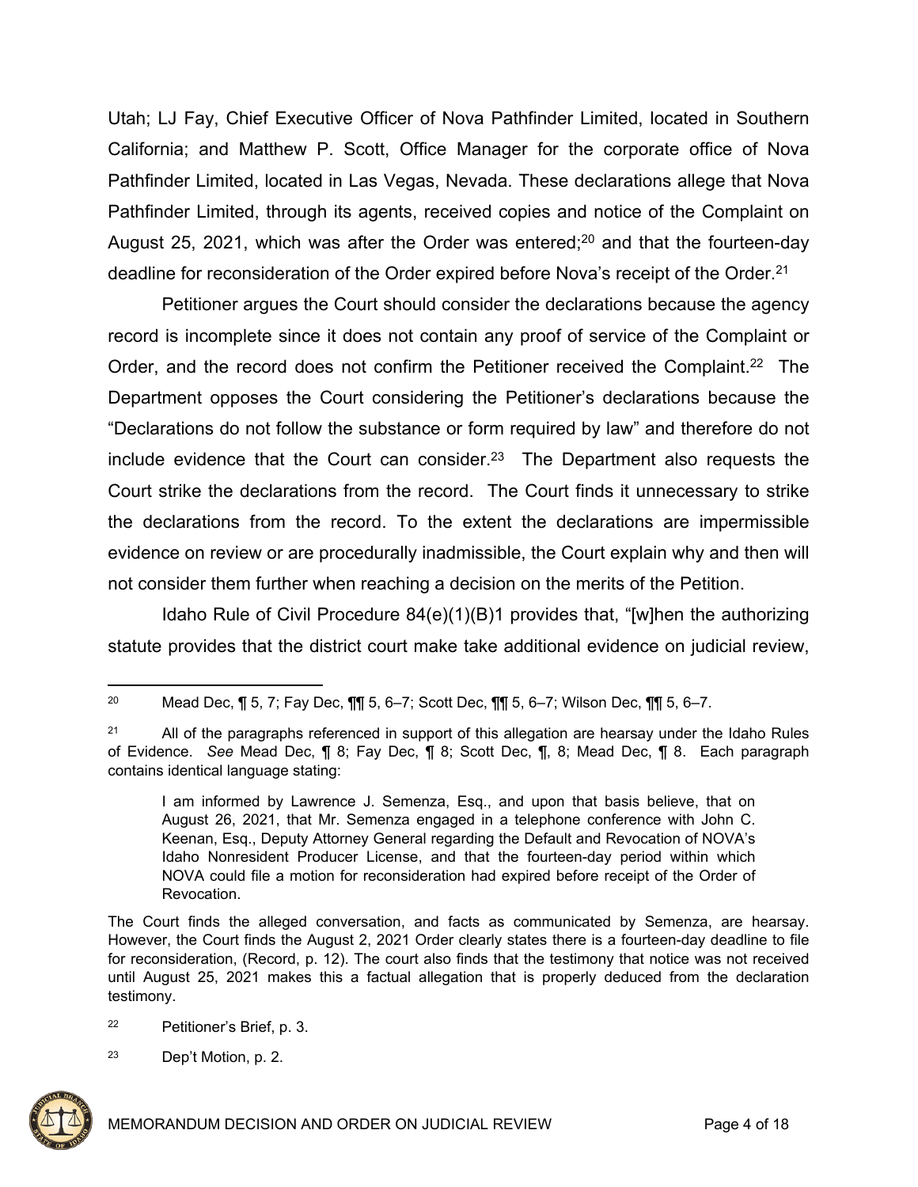Utah; LJ Fay, Chief Executive Officer of Nova Pathfinder Limited, located in Southern California; and Matthew P. Scott, Office Manager for the corporate office of Nova Pathfinder Limited, located in Las Vegas, Nevada. These declarations allege that Nova Pathfinder Limited, through its agents, received copies and notice of the Complaint on August 25, 2021, which was after the Order was entered;[20] and that the fourteen-day deadline for reconsideration of the Order expired before Nova's receipt of the Order.[21]

Petitioner argues the Court should consider the declarations because the agency record is incomplete since it does not contain any proof of service of the Complaint or Order, and the record does not confirm the Petitioner received the Complaint.[22] The Department opposes the Court considering the Petitioner's declarations because the "Declarations do not follow the substance or form required by law" and therefore do not include evidence that the Court can consider.[23] The Department also requests the Court strike the declarations from the record. The Court finds it unnecessary to strike the declarations from the record. To the extent the declarations are impermissible evidence on review or are procedurally inadmissible, the Court explain why and then will not consider them further when reaching a decision on the merits of the Petition.

Idaho Rule of Civil Procedure 84(e)(1)(B)1 provides that, "[w]hen the authorizing statute provides that the district court make take additional evidence on judicial review,

---

[20] Mead Dec, ¶ 5, 7; Fay Dec, ¶¶ 5, 6–7; Scott Dec, ¶¶ 5, 6–7; Wilson Dec, ¶¶ 5, 6–7.

[21] All of the paragraphs referenced in support of this allegation are hearsay under the Idaho Rules of Evidence. *See* Mead Dec, ¶ 8; Fay Dec, ¶ 8; Scott Dec, ¶, 8; Mead Dec, ¶ 8. Each paragraph contains identical language stating:

> I am informed by Lawrence J. Semenza, Esq., and upon that basis believe, that on August 26, 2021, that Mr. Semenza engaged in a telephone conference with John C. Keenan, Esq., Deputy Attorney General regarding the Default and Revocation of NOVA's Idaho Nonresident Producer License, and that the fourteen-day period within which NOVA could file a motion for reconsideration had expired before receipt of the Order of Revocation.

The Court finds the alleged conversation, and facts as communicated by Semenza, are hearsay. However, the Court finds the August 2, 2021 Order clearly states there is a fourteen-day deadline to file for reconsideration, (Record, p. 12). The court also finds that the testimony that notice was not received until August 25, 2021 makes this a factual allegation that is properly deduced from the declaration testimony.

[22] Petitioner's Brief, p. 3.

[23] Dep't Motion, p. 2.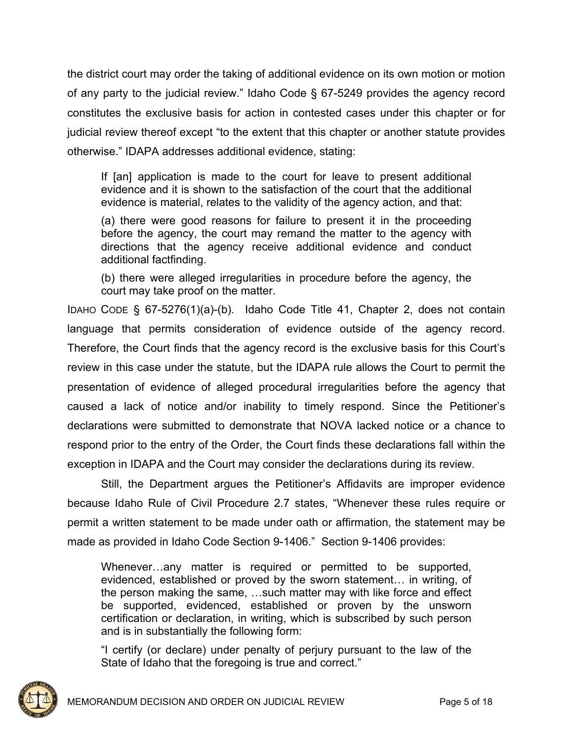the district court may order the taking of additional evidence on its own motion or motion of any party to the judicial review." Idaho Code § 67-5249 provides the agency record constitutes the exclusive basis for action in contested cases under this chapter or for judicial review thereof except "to the extent that this chapter or another statute provides otherwise." IDAPA addresses additional evidence, stating:

> If [an] application is made to the court for leave to present additional evidence and it is shown to the satisfaction of the court that the additional evidence is material, relates to the validity of the agency action, and that:
>
> (a) there were good reasons for failure to present it in the proceeding before the agency, the court may remand the matter to the agency with directions that the agency receive additional evidence and conduct additional factfinding.
>
> (b) there were alleged irregularities in procedure before the agency, the court may take proof on the matter.

IDAHO CODE § 67-5276(1)(a)-(b). Idaho Code Title 41, Chapter 2, does not contain language that permits consideration of evidence outside of the agency record. Therefore, the Court finds that the agency record is the exclusive basis for this Court's review in this case under the statute, but the IDAPA rule allows the Court to permit the presentation of evidence of alleged procedural irregularities before the agency that caused a lack of notice and/or inability to timely respond. Since the Petitioner's declarations were submitted to demonstrate that NOVA lacked notice or a chance to respond prior to the entry of the Order, the Court finds these declarations fall within the exception in IDAPA and the Court may consider the declarations during its review.

Still, the Department argues the Petitioner's Affidavits are improper evidence because Idaho Rule of Civil Procedure 2.7 states, "Whenever these rules require or permit a written statement to be made under oath or affirmation, the statement may be made as provided in Idaho Code Section 9-1406." Section 9-1406 provides:

> Whenever…any matter is required or permitted to be supported, evidenced, established or proved by the sworn statement… in writing, of the person making the same, …such matter may with like force and effect be supported, evidenced, established or proven by the unsworn certification or declaration, in writing, which is subscribed by such person and is in substantially the following form:
>
> "I certify (or declare) under penalty of perjury pursuant to the law of the State of Idaho that the foregoing is true and correct."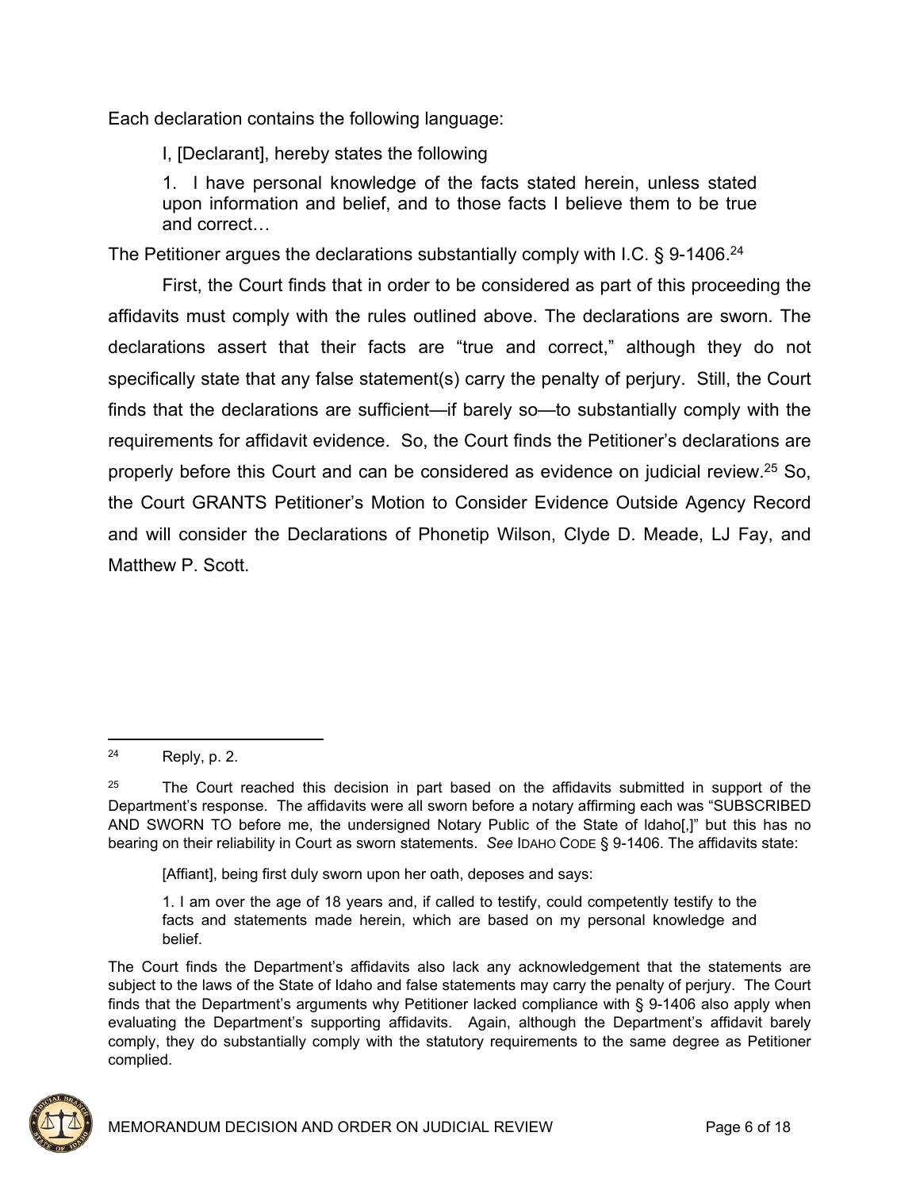Each declaration contains the following language:

> I, [Declarant], hereby states the following
>
> 1. I have personal knowledge of the facts stated herein, unless stated upon information and belief, and to those facts I believe them to be true and correct…

The Petitioner argues the declarations substantially comply with I.C. § 9-1406.[24]

First, the Court finds that in order to be considered as part of this proceeding the affidavits must comply with the rules outlined above. The declarations are sworn. The declarations assert that their facts are "true and correct," although they do not specifically state that any false statement(s) carry the penalty of perjury. Still, the Court finds that the declarations are sufficient—if barely so—to substantially comply with the requirements for affidavit evidence. So, the Court finds the Petitioner's declarations are properly before this Court and can be considered as evidence on judicial review.[25] So, the Court GRANTS Petitioner's Motion to Consider Evidence Outside Agency Record and will consider the Declarations of Phonetip Wilson, Clyde D. Meade, LJ Fay, and Matthew P. Scott.

---

[24] Reply, p. 2.

[25] The Court reached this decision in part based on the affidavits submitted in support of the Department's response. The affidavits were all sworn before a notary affirming each was "SUBSCRIBED AND SWORN TO before me, the undersigned Notary Public of the State of Idaho[,]" but this has no bearing on their reliability in Court as sworn statements. *See* IDAHO CODE § 9-1406. The affidavits state:

> [Affiant], being first duly sworn upon her oath, deposes and says:
>
> 1. I am over the age of 18 years and, if called to testify, could competently testify to the facts and statements made herein, which are based on my personal knowledge and belief.

The Court finds the Department's affidavits also lack any acknowledgement that the statements are subject to the laws of the State of Idaho and false statements may carry the penalty of perjury. The Court finds that the Department's arguments why Petitioner lacked compliance with § 9-1406 also apply when evaluating the Department's supporting affidavits. Again, although the Department's affidavit barely comply, they do substantially comply with the statutory requirements to the same degree as Petitioner complied.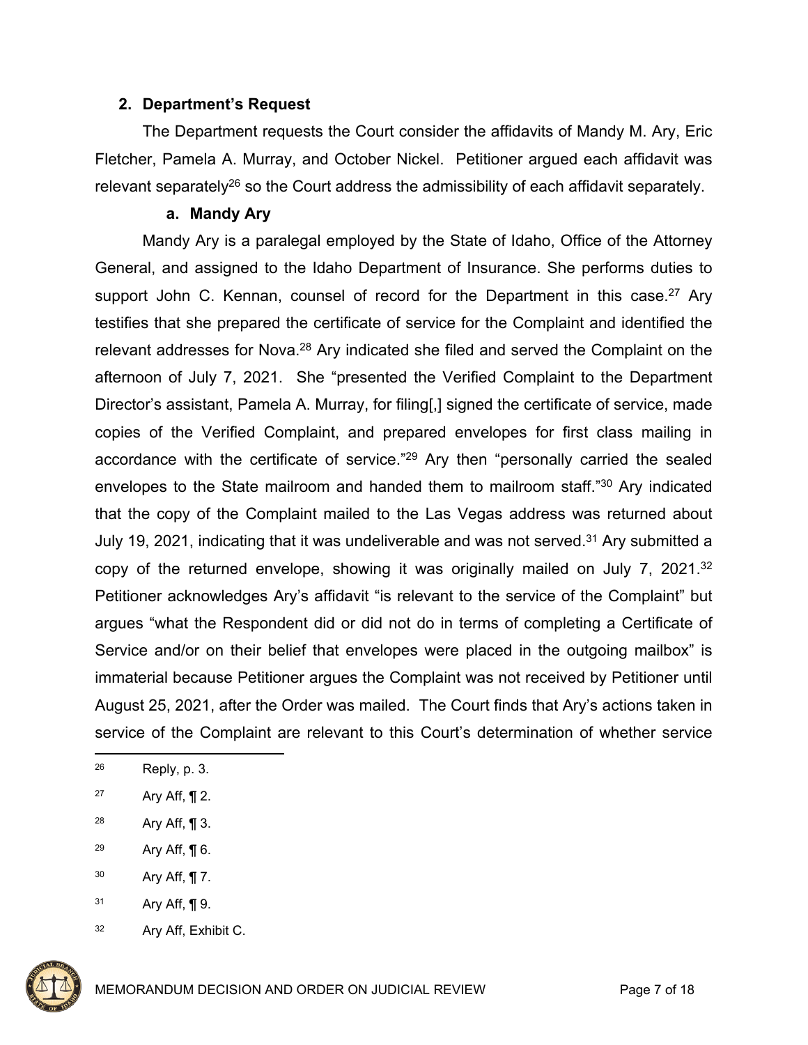### 2. Department's Request

The Department requests the Court consider the affidavits of Mandy M. Ary, Eric Fletcher, Pamela A. Murray, and October Nickel. Petitioner argued each affidavit was relevant separately[26] so the Court address the admissibility of each affidavit separately.

#### a. Mandy Ary

Mandy Ary is a paralegal employed by the State of Idaho, Office of the Attorney General, and assigned to the Idaho Department of Insurance. She performs duties to support John C. Kennan, counsel of record for the Department in this case.[27] Ary testifies that she prepared the certificate of service for the Complaint and identified the relevant addresses for Nova.[28] Ary indicated she filed and served the Complaint on the afternoon of July 7, 2021. She "presented the Verified Complaint to the Department Director's assistant, Pamela A. Murray, for filing[,] signed the certificate of service, made copies of the Verified Complaint, and prepared envelopes for first class mailing in accordance with the certificate of service."[29] Ary then "personally carried the sealed envelopes to the State mailroom and handed them to mailroom staff."[30] Ary indicated that the copy of the Complaint mailed to the Las Vegas address was returned about July 19, 2021, indicating that it was undeliverable and was not served.[31] Ary submitted a copy of the returned envelope, showing it was originally mailed on July 7, 2021.[32] Petitioner acknowledges Ary's affidavit "is relevant to the service of the Complaint" but argues "what the Respondent did or did not do in terms of completing a Certificate of Service and/or on their belief that envelopes were placed in the outgoing mailbox" is immaterial because Petitioner argues the Complaint was not received by Petitioner until August 25, 2021, after the Order was mailed. The Court finds that Ary's actions taken in service of the Complaint are relevant to this Court's determination of whether service

---

[26] Reply, p. 3.

[27] Ary Aff, ¶ 2.

[28] Ary Aff, ¶ 3.

[29] Ary Aff, ¶ 6.

[30] Ary Aff, ¶ 7.

[31] Ary Aff, ¶ 9.

[32] Ary Aff, Exhibit C.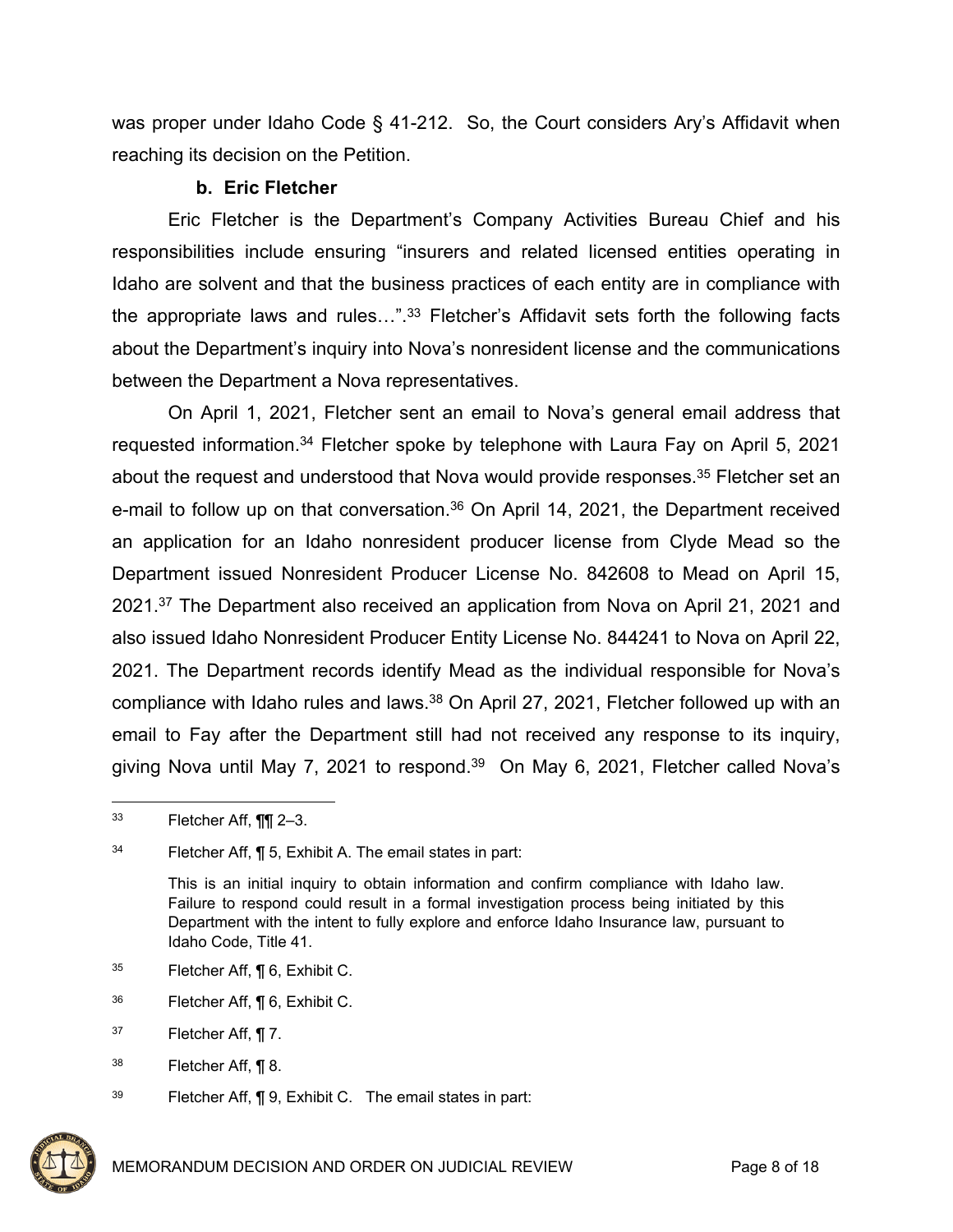was proper under Idaho Code § 41-212. So, the Court considers Ary's Affidavit when reaching its decision on the Petition.

**b. Eric Fletcher**

Eric Fletcher is the Department's Company Activities Bureau Chief and his responsibilities include ensuring "insurers and related licensed entities operating in Idaho are solvent and that the business practices of each entity are in compliance with the appropriate laws and rules…".[33] Fletcher's Affidavit sets forth the following facts about the Department's inquiry into Nova's nonresident license and the communications between the Department a Nova representatives.

On April 1, 2021, Fletcher sent an email to Nova's general email address that requested information.[34] Fletcher spoke by telephone with Laura Fay on April 5, 2021 about the request and understood that Nova would provide responses.[35] Fletcher set an e-mail to follow up on that conversation.[36] On April 14, 2021, the Department received an application for an Idaho nonresident producer license from Clyde Mead so the Department issued Nonresident Producer License No. 842608 to Mead on April 15, 2021.[37] The Department also received an application from Nova on April 21, 2021 and also issued Idaho Nonresident Producer Entity License No. 844241 to Nova on April 22, 2021. The Department records identify Mead as the individual responsible for Nova's compliance with Idaho rules and laws.[38] On April 27, 2021, Fletcher followed up with an email to Fay after the Department still had not received any response to its inquiry, giving Nova until May 7, 2021 to respond.[39] On May 6, 2021, Fletcher called Nova's

---

[33] Fletcher Aff, ¶¶ 2–3.

[34] Fletcher Aff, ¶ 5, Exhibit A. The email states in part:

> This is an initial inquiry to obtain information and confirm compliance with Idaho law. Failure to respond could result in a formal investigation process being initiated by this Department with the intent to fully explore and enforce Idaho Insurance law, pursuant to Idaho Code, Title 41.

[35] Fletcher Aff, ¶ 6, Exhibit C.

[36] Fletcher Aff, ¶ 6, Exhibit C.

[37] Fletcher Aff, ¶ 7.

[38] Fletcher Aff, ¶ 8.

[39] Fletcher Aff, ¶ 9, Exhibit C. The email states in part: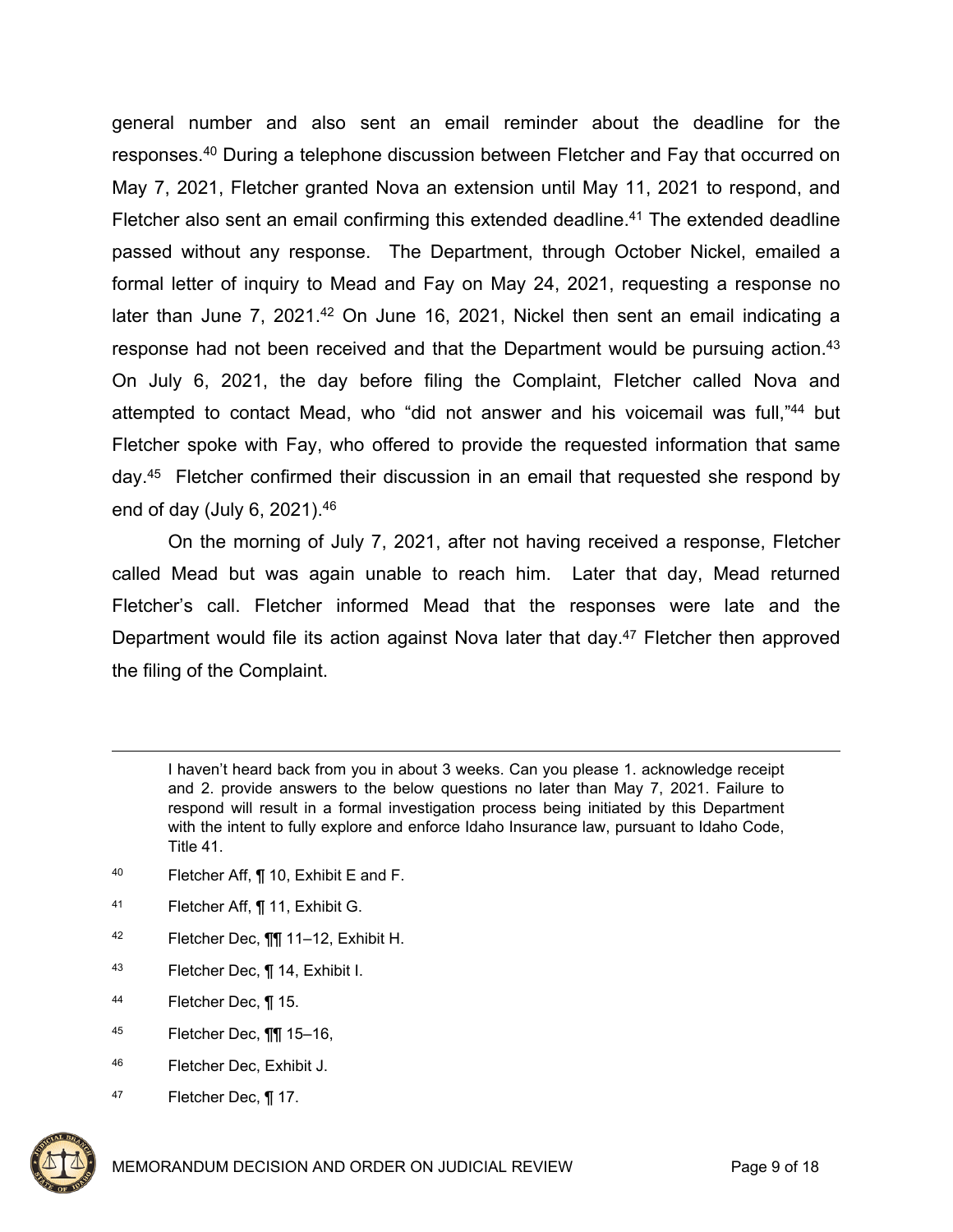general number and also sent an email reminder about the deadline for the responses.[40] During a telephone discussion between Fletcher and Fay that occurred on May 7, 2021, Fletcher granted Nova an extension until May 11, 2021 to respond, and Fletcher also sent an email confirming this extended deadline.[41] The extended deadline passed without any response. The Department, through October Nickel, emailed a formal letter of inquiry to Mead and Fay on May 24, 2021, requesting a response no later than June 7, 2021.[42] On June 16, 2021, Nickel then sent an email indicating a response had not been received and that the Department would be pursuing action.[43] On July 6, 2021, the day before filing the Complaint, Fletcher called Nova and attempted to contact Mead, who "did not answer and his voicemail was full,"[44] but Fletcher spoke with Fay, who offered to provide the requested information that same day.[45] Fletcher confirmed their discussion in an email that requested she respond by end of day (July 6, 2021).[46]

On the morning of July 7, 2021, after not having received a response, Fletcher called Mead but was again unable to reach him. Later that day, Mead returned Fletcher's call. Fletcher informed Mead that the responses were late and the Department would file its action against Nova later that day.[47] Fletcher then approved the filing of the Complaint.

---

> I haven't heard back from you in about 3 weeks. Can you please 1. acknowledge receipt and 2. provide answers to the below questions no later than May 7, 2021. Failure to respond will result in a formal investigation process being initiated by this Department with the intent to fully explore and enforce Idaho Insurance law, pursuant to Idaho Code, Title 41.

[40] Fletcher Aff, ¶ 10, Exhibit E and F.

[41] Fletcher Aff, ¶ 11, Exhibit G.

[42] Fletcher Dec, ¶¶ 11–12, Exhibit H.

[43] Fletcher Dec, ¶ 14, Exhibit I.

[44] Fletcher Dec, ¶ 15.

[45] Fletcher Dec, ¶¶ 15–16,

[46] Fletcher Dec, Exhibit J.

[47] Fletcher Dec, ¶ 17.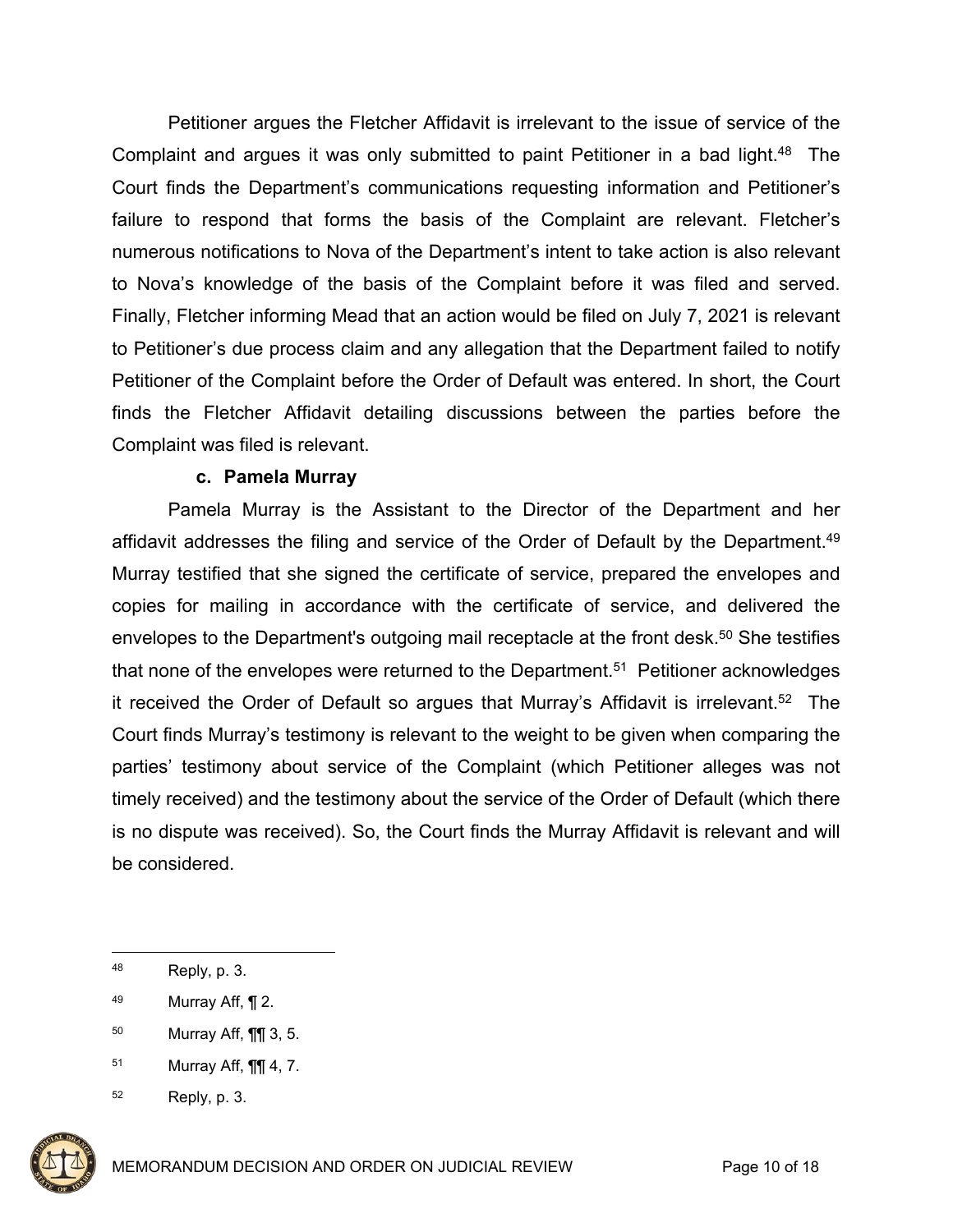Petitioner argues the Fletcher Affidavit is irrelevant to the issue of service of the Complaint and argues it was only submitted to paint Petitioner in a bad light.[48] The Court finds the Department's communications requesting information and Petitioner's failure to respond that forms the basis of the Complaint are relevant. Fletcher's numerous notifications to Nova of the Department's intent to take action is also relevant to Nova's knowledge of the basis of the Complaint before it was filed and served. Finally, Fletcher informing Mead that an action would be filed on July 7, 2021 is relevant to Petitioner's due process claim and any allegation that the Department failed to notify Petitioner of the Complaint before the Order of Default was entered. In short, the Court finds the Fletcher Affidavit detailing discussions between the parties before the Complaint was filed is relevant.

**c. Pamela Murray**

Pamela Murray is the Assistant to the Director of the Department and her affidavit addresses the filing and service of the Order of Default by the Department.[49] Murray testified that she signed the certificate of service, prepared the envelopes and copies for mailing in accordance with the certificate of service, and delivered the envelopes to the Department's outgoing mail receptacle at the front desk.[50] She testifies that none of the envelopes were returned to the Department.[51] Petitioner acknowledges it received the Order of Default so argues that Murray's Affidavit is irrelevant.[52] The Court finds Murray's testimony is relevant to the weight to be given when comparing the parties' testimony about service of the Complaint (which Petitioner alleges was not timely received) and the testimony about the service of the Order of Default (which there is no dispute was received). So, the Court finds the Murray Affidavit is relevant and will be considered.

---

[48] Reply, p. 3.

[49] Murray Aff, ¶ 2.

[50] Murray Aff, ¶¶ 3, 5.

[51] Murray Aff, ¶¶ 4, 7.

[52] Reply, p. 3.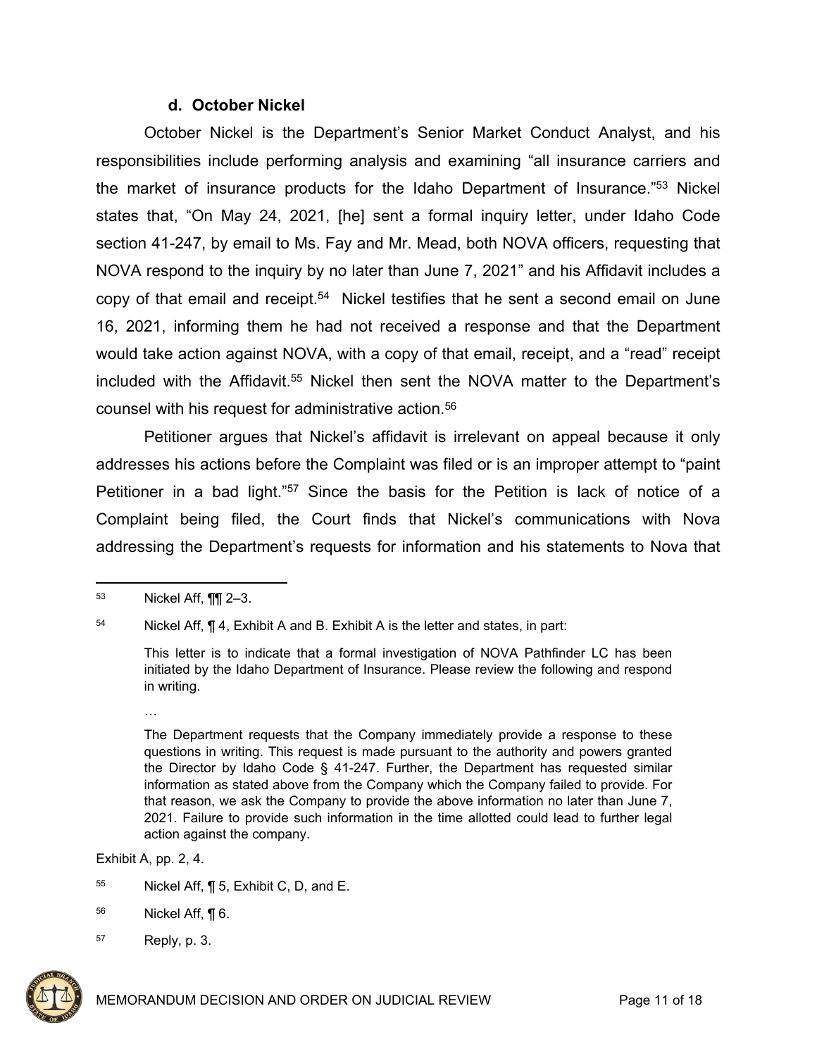#### d. October Nickel

October Nickel is the Department's Senior Market Conduct Analyst, and his responsibilities include performing analysis and examining "all insurance carriers and the market of insurance products for the Idaho Department of Insurance."[53] Nickel states that, "On May 24, 2021, [he] sent a formal inquiry letter, under Idaho Code section 41-247, by email to Ms. Fay and Mr. Mead, both NOVA officers, requesting that NOVA respond to the inquiry by no later than June 7, 2021" and his Affidavit includes a copy of that email and receipt.[54] Nickel testifies that he sent a second email on June 16, 2021, informing them he had not received a response and that the Department would take action against NOVA, with a copy of that email, receipt, and a "read" receipt included with the Affidavit.[55] Nickel then sent the NOVA matter to the Department's counsel with his request for administrative action.[56]

Petitioner argues that Nickel's affidavit is irrelevant on appeal because it only addresses his actions before the Complaint was filed or is an improper attempt to "paint Petitioner in a bad light."[57] Since the basis for the Petition is lack of notice of a Complaint being filed, the Court finds that Nickel's communications with Nova addressing the Department's requests for information and his statements to Nova that

---

[53] Nickel Aff, ¶¶ 2–3.

[54] Nickel Aff, ¶ 4, Exhibit A and B. Exhibit A is the letter and states, in part:

> This letter is to indicate that a formal investigation of NOVA Pathfinder LC has been initiated by the Idaho Department of Insurance. Please review the following and respond in writing.
>
> …
>
> The Department requests that the Company immediately provide a response to these questions in writing. This request is made pursuant to the authority and powers granted the Director by Idaho Code § 41-247. Further, the Department has requested similar information as stated above from the Company which the Company failed to provide. For that reason, we ask the Company to provide the above information no later than June 7, 2021. Failure to provide such information in the time allotted could lead to further legal action against the company.

Exhibit A, pp. 2, 4.

[55] Nickel Aff, ¶ 5, Exhibit C, D, and E.

[56] Nickel Aff, ¶ 6.

[57] Reply, p. 3.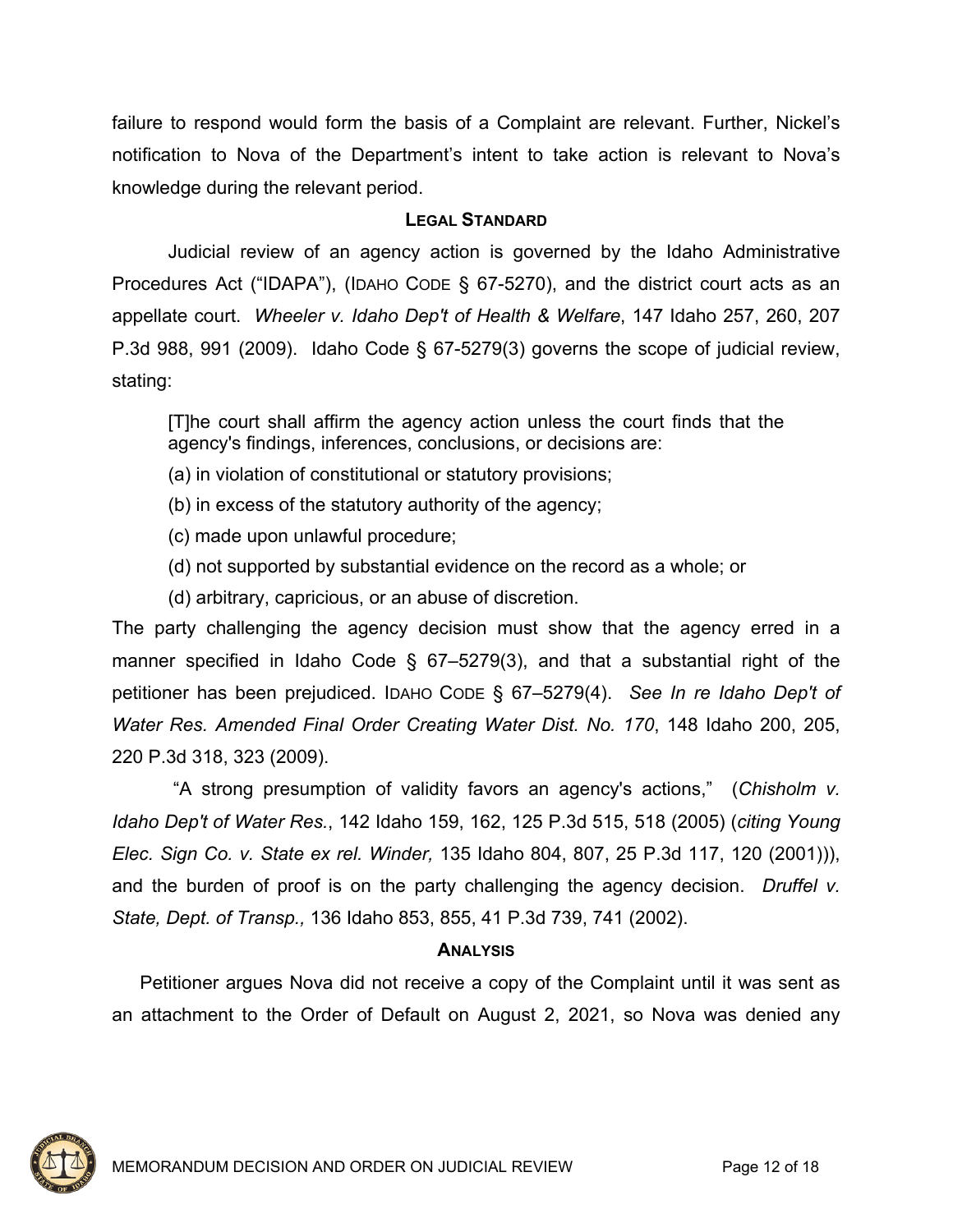failure to respond would form the basis of a Complaint are relevant. Further, Nickel's notification to Nova of the Department's intent to take action is relevant to Nova's knowledge during the relevant period.

## LEGAL STANDARD

Judicial review of an agency action is governed by the Idaho Administrative Procedures Act ("IDAPA"), (IDAHO CODE § 67-5270), and the district court acts as an appellate court. *Wheeler v. Idaho Dep't of Health & Welfare*, 147 Idaho 257, 260, 207 P.3d 988, 991 (2009). Idaho Code § 67-5279(3) governs the scope of judicial review, stating:

> [T]he court shall affirm the agency action unless the court finds that the agency's findings, inferences, conclusions, or decisions are:
>
> (a) in violation of constitutional or statutory provisions;
>
> (b) in excess of the statutory authority of the agency;
>
> (c) made upon unlawful procedure;
>
> (d) not supported by substantial evidence on the record as a whole; or
>
> (d) arbitrary, capricious, or an abuse of discretion.

The party challenging the agency decision must show that the agency erred in a manner specified in Idaho Code § 67–5279(3), and that a substantial right of the petitioner has been prejudiced. IDAHO CODE § 67–5279(4). *See In re Idaho Dep't of Water Res. Amended Final Order Creating Water Dist. No. 170*, 148 Idaho 200, 205, 220 P.3d 318, 323 (2009).

"A strong presumption of validity favors an agency's actions," (*Chisholm v. Idaho Dep't of Water Res.*, 142 Idaho 159, 162, 125 P.3d 515, 518 (2005) (*citing Young Elec. Sign Co. v. State ex rel. Winder,* 135 Idaho 804, 807, 25 P.3d 117, 120 (2001))), and the burden of proof is on the party challenging the agency decision. *Druffel v. State, Dept. of Transp.,* 136 Idaho 853, 855, 41 P.3d 739, 741 (2002).

## ANALYSIS

Petitioner argues Nova did not receive a copy of the Complaint until it was sent as an attachment to the Order of Default on August 2, 2021, so Nova was denied any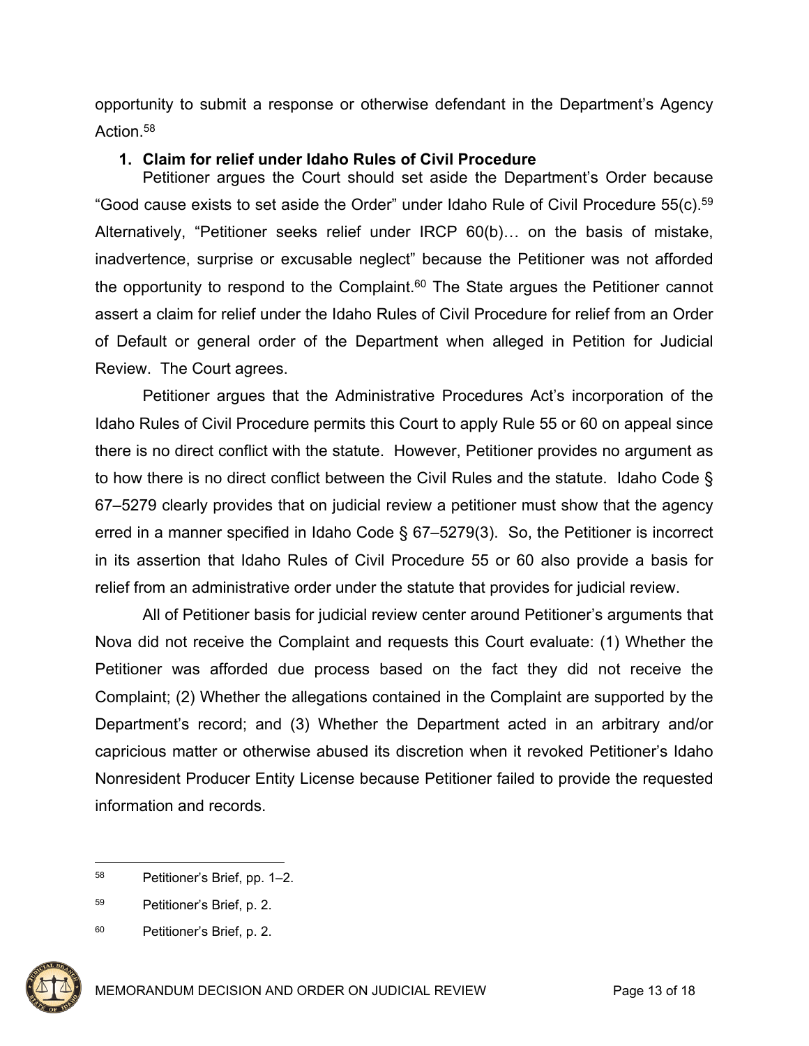opportunity to submit a response or otherwise defendant in the Department's Agency Action.[58]

**1. Claim for relief under Idaho Rules of Civil Procedure**

Petitioner argues the Court should set aside the Department's Order because "Good cause exists to set aside the Order" under Idaho Rule of Civil Procedure 55(c).[59] Alternatively, "Petitioner seeks relief under IRCP 60(b)… on the basis of mistake, inadvertence, surprise or excusable neglect" because the Petitioner was not afforded the opportunity to respond to the Complaint.[60] The State argues the Petitioner cannot assert a claim for relief under the Idaho Rules of Civil Procedure for relief from an Order of Default or general order of the Department when alleged in Petition for Judicial Review. The Court agrees.

Petitioner argues that the Administrative Procedures Act's incorporation of the Idaho Rules of Civil Procedure permits this Court to apply Rule 55 or 60 on appeal since there is no direct conflict with the statute. However, Petitioner provides no argument as to how there is no direct conflict between the Civil Rules and the statute. Idaho Code § 67–5279 clearly provides that on judicial review a petitioner must show that the agency erred in a manner specified in Idaho Code § 67–5279(3). So, the Petitioner is incorrect in its assertion that Idaho Rules of Civil Procedure 55 or 60 also provide a basis for relief from an administrative order under the statute that provides for judicial review.

All of Petitioner basis for judicial review center around Petitioner's arguments that Nova did not receive the Complaint and requests this Court evaluate: (1) Whether the Petitioner was afforded due process based on the fact they did not receive the Complaint; (2) Whether the allegations contained in the Complaint are supported by the Department's record; and (3) Whether the Department acted in an arbitrary and/or capricious matter or otherwise abused its discretion when it revoked Petitioner's Idaho Nonresident Producer Entity License because Petitioner failed to provide the requested information and records.

---

[58] Petitioner's Brief, pp. 1–2.

[59] Petitioner's Brief, p. 2.

[60] Petitioner's Brief, p. 2.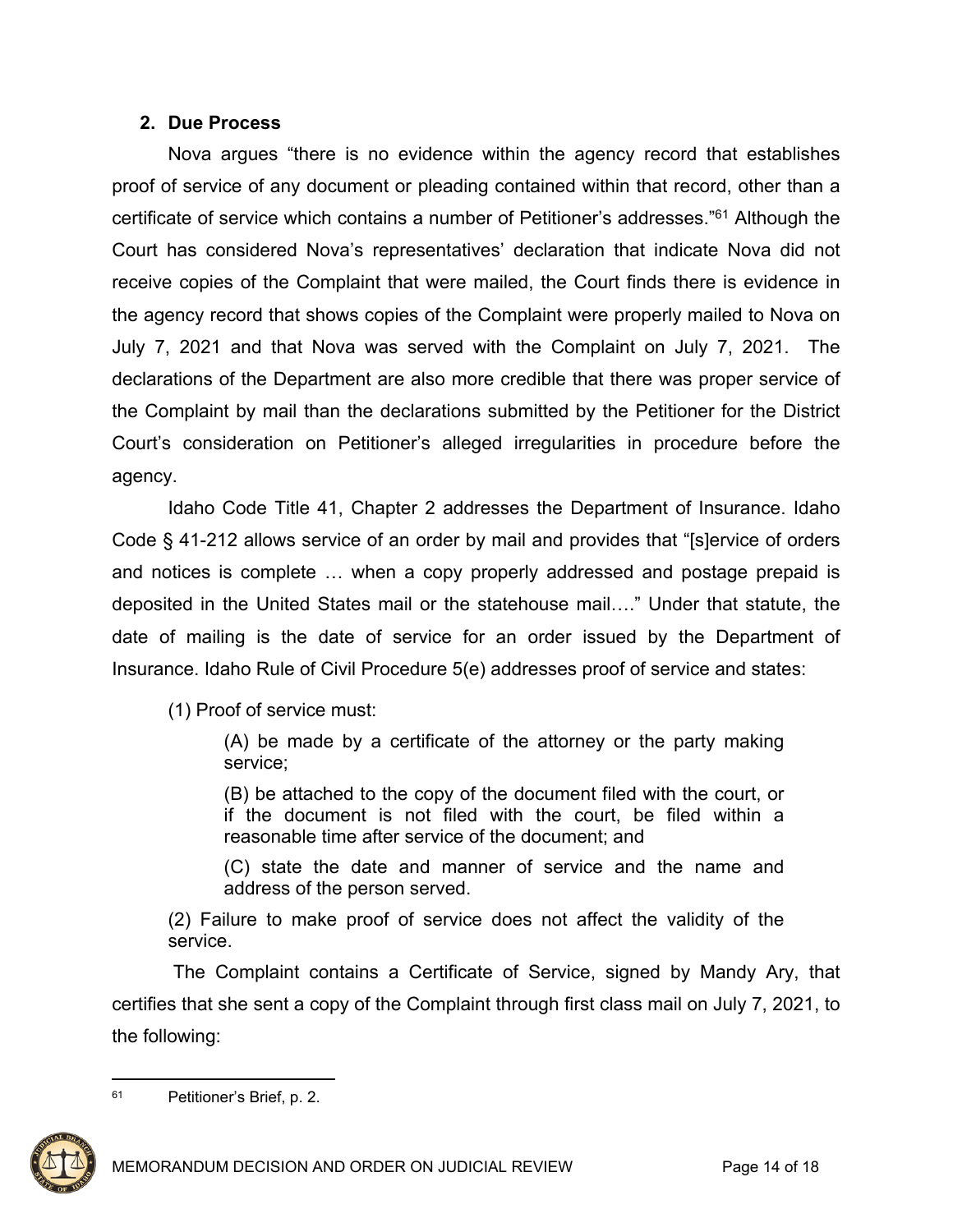### 2. Due Process

Nova argues "there is no evidence within the agency record that establishes proof of service of any document or pleading contained within that record, other than a certificate of service which contains a number of Petitioner's addresses."[61] Although the Court has considered Nova's representatives' declaration that indicate Nova did not receive copies of the Complaint that were mailed, the Court finds there is evidence in the agency record that shows copies of the Complaint were properly mailed to Nova on July 7, 2021 and that Nova was served with the Complaint on July 7, 2021. The declarations of the Department are also more credible that there was proper service of the Complaint by mail than the declarations submitted by the Petitioner for the District Court's consideration on Petitioner's alleged irregularities in procedure before the agency.

Idaho Code Title 41, Chapter 2 addresses the Department of Insurance. Idaho Code § 41-212 allows service of an order by mail and provides that "[s]ervice of orders and notices is complete … when a copy properly addressed and postage prepaid is deposited in the United States mail or the statehouse mail…." Under that statute, the date of mailing is the date of service for an order issued by the Department of Insurance. Idaho Rule of Civil Procedure 5(e) addresses proof of service and states:

> (1) Proof of service must:
>
> > (A) be made by a certificate of the attorney or the party making service;
> >
> > (B) be attached to the copy of the document filed with the court, or if the document is not filed with the court, be filed within a reasonable time after service of the document; and
> >
> > (C) state the date and manner of service and the name and address of the person served.
>
> (2) Failure to make proof of service does not affect the validity of the service.

The Complaint contains a Certificate of Service, signed by Mandy Ary, that certifies that she sent a copy of the Complaint through first class mail on July 7, 2021, to the following:

---

[61] Petitioner's Brief, p. 2.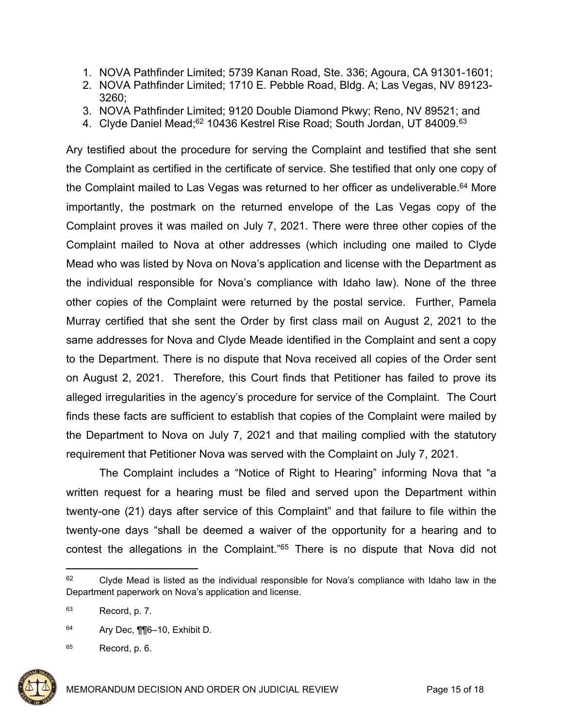1. NOVA Pathfinder Limited; 5739 Kanan Road, Ste. 336; Agoura, CA 91301-1601;
2. NOVA Pathfinder Limited; 1710 E. Pebble Road, Bldg. A; Las Vegas, NV 89123-3260;
3. NOVA Pathfinder Limited; 9120 Double Diamond Pkwy; Reno, NV 89521; and
4. Clyde Daniel Mead;[62] 10436 Kestrel Rise Road; South Jordan, UT 84009.[63]

Ary testified about the procedure for serving the Complaint and testified that she sent the Complaint as certified in the certificate of service. She testified that only one copy of the Complaint mailed to Las Vegas was returned to her officer as undeliverable.[64] More importantly, the postmark on the returned envelope of the Las Vegas copy of the Complaint proves it was mailed on July 7, 2021. There were three other copies of the Complaint mailed to Nova at other addresses (which including one mailed to Clyde Mead who was listed by Nova on Nova's application and license with the Department as the individual responsible for Nova's compliance with Idaho law). None of the three other copies of the Complaint were returned by the postal service. Further, Pamela Murray certified that she sent the Order by first class mail on August 2, 2021 to the same addresses for Nova and Clyde Meade identified in the Complaint and sent a copy to the Department. There is no dispute that Nova received all copies of the Order sent on August 2, 2021. Therefore, this Court finds that Petitioner has failed to prove its alleged irregularities in the agency's procedure for service of the Complaint. The Court finds these facts are sufficient to establish that copies of the Complaint were mailed by the Department to Nova on July 7, 2021 and that mailing complied with the statutory requirement that Petitioner Nova was served with the Complaint on July 7, 2021.

The Complaint includes a "Notice of Right to Hearing" informing Nova that "a written request for a hearing must be filed and served upon the Department within twenty-one (21) days after service of this Complaint" and that failure to file within the twenty-one days "shall be deemed a waiver of the opportunity for a hearing and to contest the allegations in the Complaint."[65] There is no dispute that Nova did not

---

[62] Clyde Mead is listed as the individual responsible for Nova's compliance with Idaho law in the Department paperwork on Nova's application and license.

[63] Record, p. 7.

[64] Ary Dec, ¶¶6–10, Exhibit D.

[65] Record, p. 6.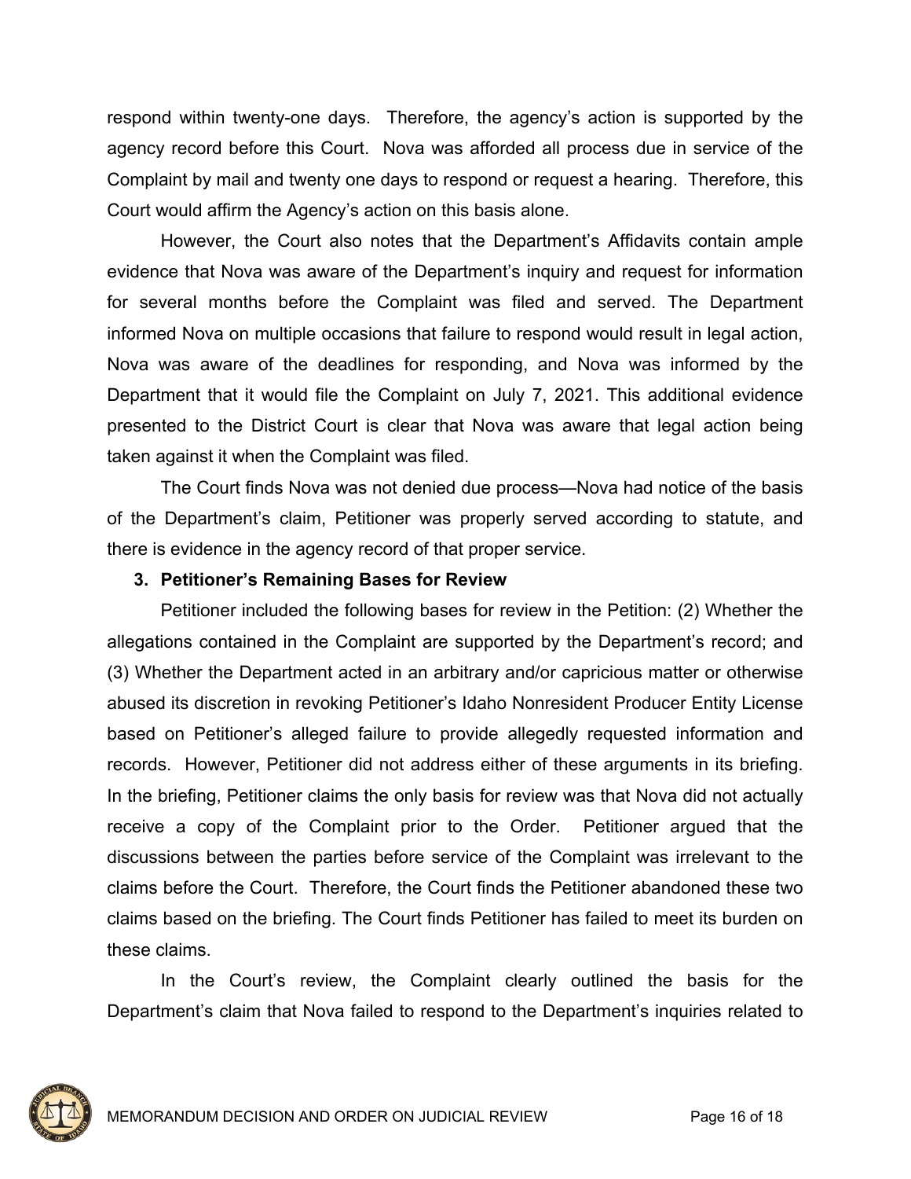respond within twenty-one days. Therefore, the agency's action is supported by the agency record before this Court. Nova was afforded all process due in service of the Complaint by mail and twenty one days to respond or request a hearing. Therefore, this Court would affirm the Agency's action on this basis alone.

However, the Court also notes that the Department's Affidavits contain ample evidence that Nova was aware of the Department's inquiry and request for information for several months before the Complaint was filed and served. The Department informed Nova on multiple occasions that failure to respond would result in legal action, Nova was aware of the deadlines for responding, and Nova was informed by the Department that it would file the Complaint on July 7, 2021. This additional evidence presented to the District Court is clear that Nova was aware that legal action being taken against it when the Complaint was filed.

The Court finds Nova was not denied due process—Nova had notice of the basis of the Department's claim, Petitioner was properly served according to statute, and there is evidence in the agency record of that proper service.

### 3. Petitioner's Remaining Bases for Review

Petitioner included the following bases for review in the Petition: (2) Whether the allegations contained in the Complaint are supported by the Department's record; and (3) Whether the Department acted in an arbitrary and/or capricious matter or otherwise abused its discretion in revoking Petitioner's Idaho Nonresident Producer Entity License based on Petitioner's alleged failure to provide allegedly requested information and records. However, Petitioner did not address either of these arguments in its briefing. In the briefing, Petitioner claims the only basis for review was that Nova did not actually receive a copy of the Complaint prior to the Order. Petitioner argued that the discussions between the parties before service of the Complaint was irrelevant to the claims before the Court. Therefore, the Court finds the Petitioner abandoned these two claims based on the briefing. The Court finds Petitioner has failed to meet its burden on these claims.

In the Court's review, the Complaint clearly outlined the basis for the Department's claim that Nova failed to respond to the Department's inquiries related to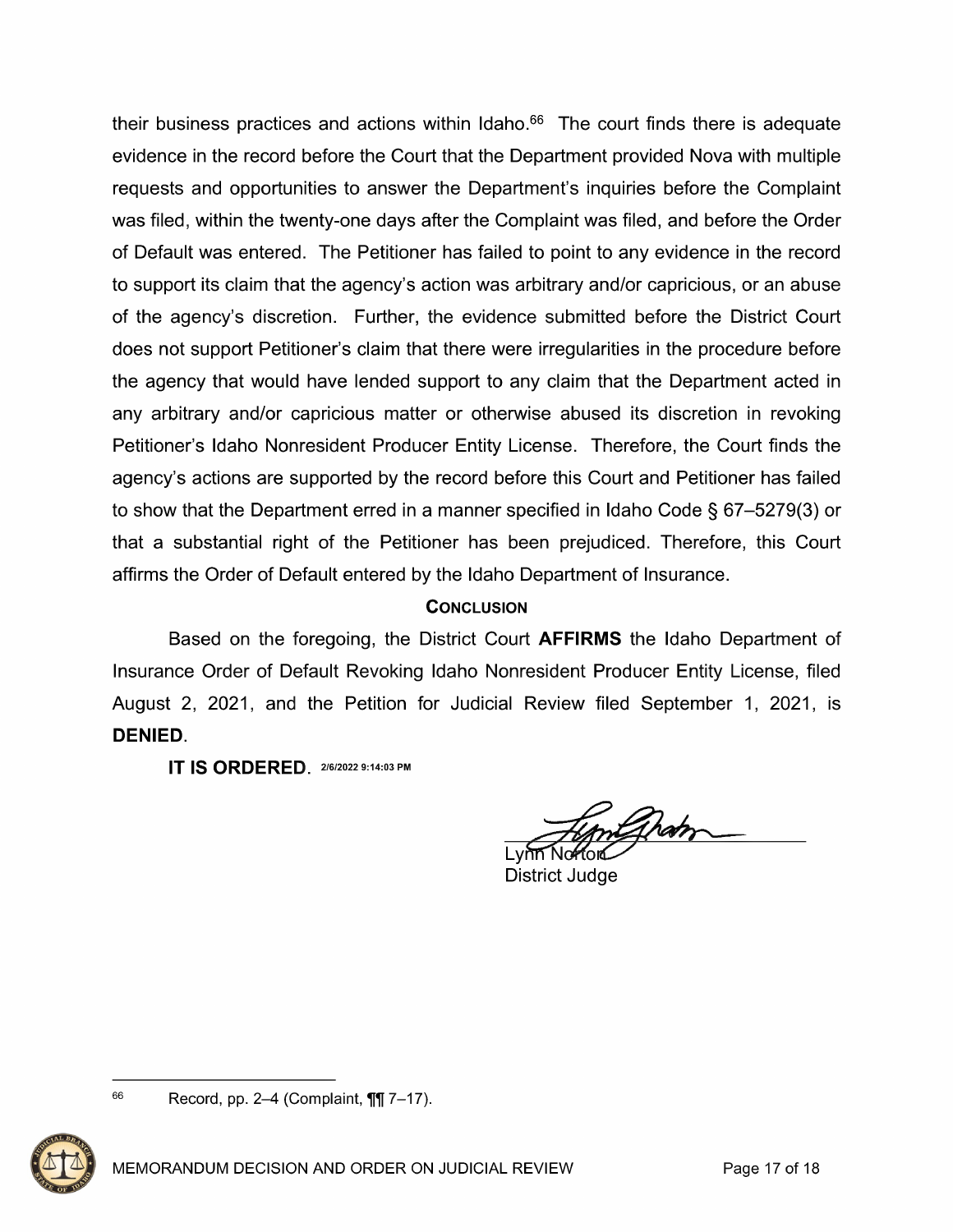their business practices and actions within Idaho.[66] The court finds there is adequate evidence in the record before the Court that the Department provided Nova with multiple requests and opportunities to answer the Department's inquiries before the Complaint was filed, within the twenty-one days after the Complaint was filed, and before the Order of Default was entered. The Petitioner has failed to point to any evidence in the record to support its claim that the agency's action was arbitrary and/or capricious, or an abuse of the agency's discretion. Further, the evidence submitted before the District Court does not support Petitioner's claim that there were irregularities in the procedure before the agency that would have lended support to any claim that the Department acted in any arbitrary and/or capricious matter or otherwise abused its discretion in revoking Petitioner's Idaho Nonresident Producer Entity License. Therefore, the Court finds the agency's actions are supported by the record before this Court and Petitioner has failed to show that the Department erred in a manner specified in Idaho Code § 67–5279(3) or that a substantial right of the Petitioner has been prejudiced. Therefore, this Court affirms the Order of Default entered by the Idaho Department of Insurance.

## CONCLUSION

Based on the foregoing, the District Court **AFFIRMS** the Idaho Department of Insurance Order of Default Revoking Idaho Nonresident Producer Entity License, filed August 2, 2021, and the Petition for Judicial Review filed September 1, 2021, is **DENIED**.

**IT IS ORDERED.** 2/6/2022 9:14:03 PM

Lynn Norton
District Judge

---

[66] Record, pp. 2–4 (Complaint, ¶¶ 7–17).

MEMORANDUM DECISION AND ORDER ON JUDICIAL REVIEW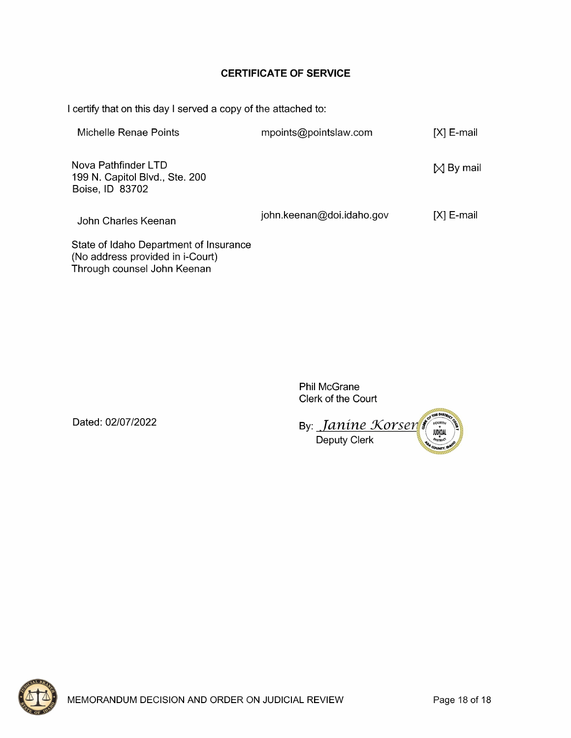**CERTIFICATE OF SERVICE**

I certify that on this day I served a copy of the attached to:

| | | |
|---|---|---|
| Michelle Renae Points | mpoints@pointslaw.com | [X] E-mail |
| Nova Pathfinder LTD<br>199 N. Capitol Blvd., Ste. 200<br>Boise, ID 83702 | | [X] By mail |
| John Charles Keenan | john.keenan@doi.idaho.gov | [X] E-mail |
| State of Idaho Department of Insurance<br>(No address provided in i-Court)<br>Through counsel John Keenan | | |

Phil McGrane
Clerk of the Court

Dated: 02/07/2022

By: *Janine Korsen*
Deputy Clerk